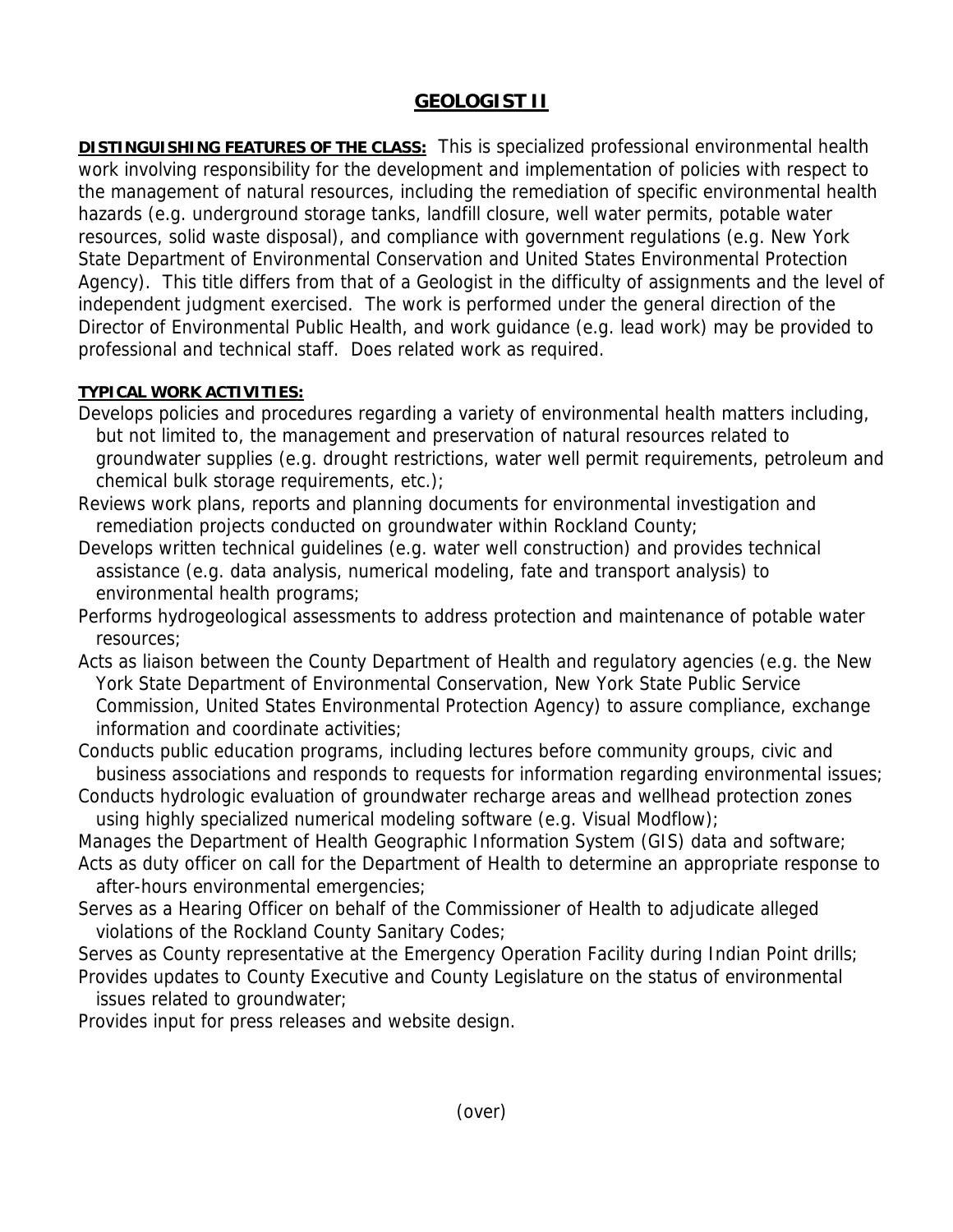# GEOLOGIST II

**DISTINGUISHING FEATURES OF THE CLASS:** This is specialized professional environmental health work involving responsibility for the development and implementation of policies with respect to the management of natural resources, including the remediation of specific environmental health hazards (e.g. underground storage tanks, landfill closure, well water permits, potable water resources, solid waste disposal), and compliance with government regulations (e.g. New York State Department of Environmental Conservation and United States Environmental Protection Agency). This title differs from that of a Geologist in the difficulty of assignments and the level of independent judgment exercised. The work is performed under the general direction of the Director of Environmental Public Health, and work guidance (e.g. lead work) may be provided to professional and technical staff. Does related work as required.

**TYPICAL WORK ACTIVITIES:**

Develops policies and procedures regarding a variety of environmental health matters including, but not limited to, the management and preservation of natural resources related to groundwater supplies (e.g. drought restrictions, water well permit requirements, petroleum and chemical bulk storage requirements, etc.);

Reviews work plans, reports and planning documents for environmental investigation and remediation projects conducted on groundwater within Rockland County;

Develops written technical guidelines (e.g. water well construction) and provides technical assistance (e.g. data analysis, numerical modeling, fate and transport analysis) to environmental health programs;

Performs hydrogeological assessments to address protection and maintenance of potable water resources;

Acts as liaison between the County Department of Health and regulatory agencies (e.g. the New York State Department of Environmental Conservation, New York State Public Service Commission, United States Environmental Protection Agency) to assure compliance, exchange information and coordinate activities;

Conducts public education programs, including lectures before community groups, civic and business associations and responds to requests for information regarding environmental issues;

Conducts hydrologic evaluation of groundwater recharge areas and wellhead protection zones using highly specialized numerical modeling software (e.g. Visual Modflow);

Manages the Department of Health Geographic Information System (GIS) data and software;

Acts as duty officer on call for the Department of Health to determine an appropriate response to after-hours environmental emergencies;

Serves as a Hearing Officer on behalf of the Commissioner of Health to adjudicate alleged violations of the Rockland County Sanitary Codes;

Serves as County representative at the Emergency Operation Facility during Indian Point drills;

Provides updates to County Executive and County Legislature on the status of environmental issues related to groundwater;

Provides input for press releases and website design.

(over)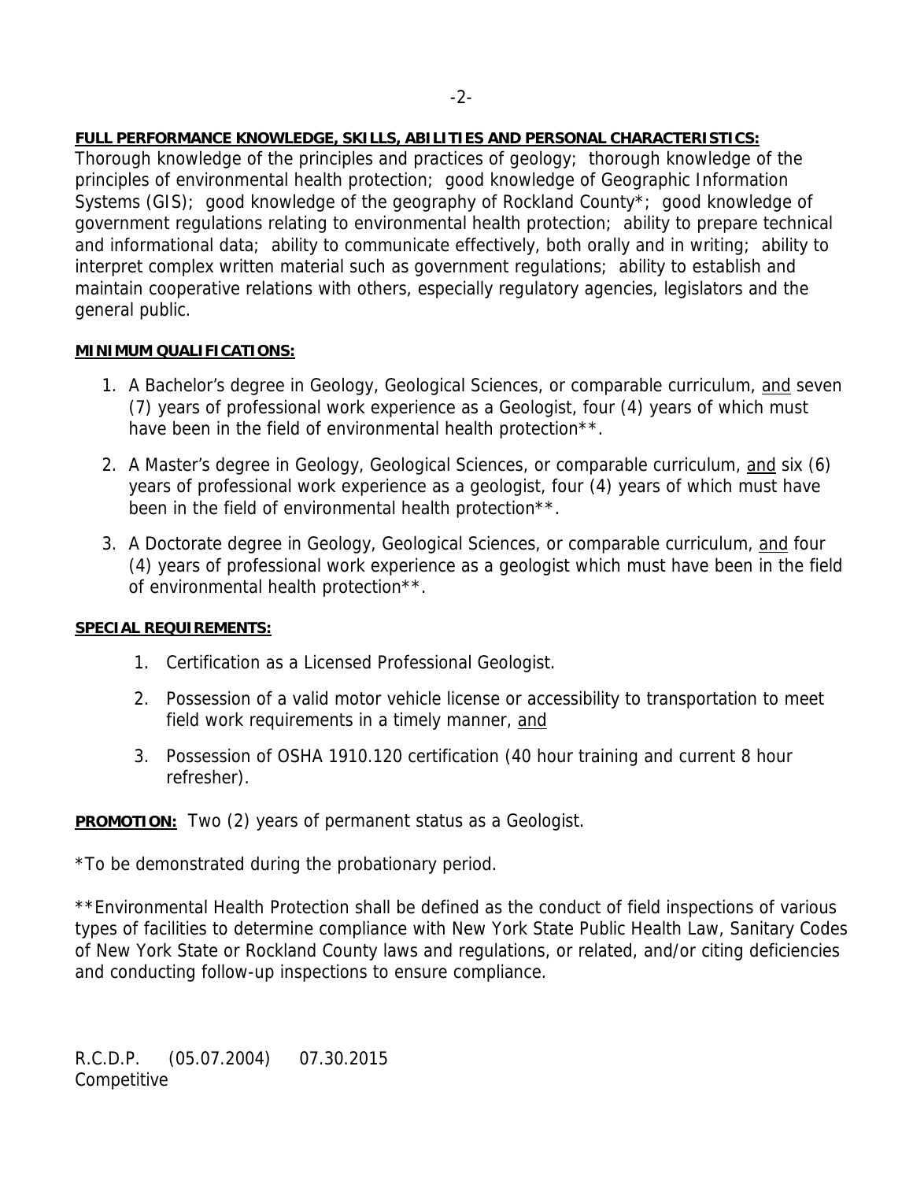**FULL PERFORMANCE KNOWLEDGE, SKILLS, ABILITIES AND PERSONAL CHARACTERISTICS:** Thorough knowledge of the principles and practices of geology; thorough knowledge of the principles of environmental health protection; good knowledge of Geographic Information Systems (GIS); good knowledge of the geography of Rockland County*; good knowledge of government regulations relating to environmental health protection; ability to prepare technical and informational data; ability to communicate effectively, both orally and in writing; ability to interpret complex written material such as government regulations; ability to establish and maintain cooperative relations with others, especially regulatory agencies, legislators and the general public.

**MINIMUM QUALIFICATIONS:**

1. A Bachelor's degree in Geology, Geological Sciences, or comparable curriculum, <u>and</u> seven (7) years of professional work experience as a Geologist, four (4) years of which must have been in the field of environmental health protection**.

2. A Master's degree in Geology, Geological Sciences, or comparable curriculum, <u>and</u> six (6) years of professional work experience as a geologist, four (4) years of which must have been in the field of environmental health protection**.

3. A Doctorate degree in Geology, Geological Sciences, or comparable curriculum, <u>and</u> four (4) years of professional work experience as a geologist which must have been in the field of environmental health protection**.

**SPECIAL REQUIREMENTS:**

1. Certification as a Licensed Professional Geologist.

2. Possession of a valid motor vehicle license or accessibility to transportation to meet field work requirements in a timely manner, <u>and</u>

3. Possession of OSHA 1910.120 certification (40 hour training and current 8 hour refresher).

**PROMOTION:** Two (2) years of permanent status as a Geologist.

*To be demonstrated during the probationary period.

**Environmental Health Protection shall be defined as the conduct of field inspections of various types of facilities to determine compliance with New York State Public Health Law, Sanitary Codes of New York State or Rockland County laws and regulations, or related, and/or citing deficiencies and conducting follow-up inspections to ensure compliance.

R.C.D.P. (05.07.2004) 07.30.2015
Competitive